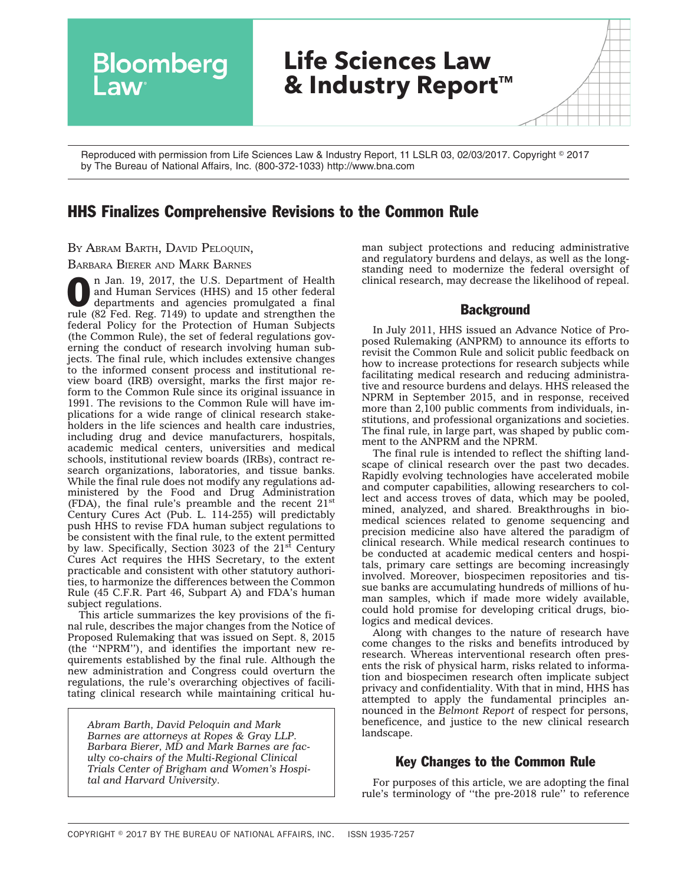Reproduced with permission from Life Sciences Law & Industry Report, 11 LSLR 03, 02/03/2017. Copyright © 2017 by The Bureau of National Affairs, Inc. (800-372-1033) http://www.bna.com

# HHS Finalizes Comprehensive Revisions to the Common Rule

BY ABRAM BARTH, DAVID PELOQUIN, BARBARA BIERER AND MARK BARNES

On Jan. 19, 2017, the U.S. Department of Health and Human Services (HHS) and 15 other federal departments and agencies promulgated a final rule (82 Fed. Reg. 7149) to update and strengthen the federal Policy for the Protection of Human Subjects (the Common Rule), the set of federal regulations governing the conduct of research involving human subjects. The final rule, which includes extensive changes to the informed consent process and institutional review board (IRB) oversight, marks the first major reform to the Common Rule since its original issuance in 1991. The revisions to the Common Rule will have implications for a wide range of clinical research stakeholders in the life sciences and health care industries, including drug and device manufacturers, hospitals, academic medical centers, universities and medical schools, institutional review boards (IRBs), contract research organizations, laboratories, and tissue banks. While the final rule does not modify any regulations administered by the Food and Drug Administration (FDA), the final rule's preamble and the recent 21st Century Cures Act (Pub. L. 114-255) will predictably push HHS to revise FDA human subject regulations to be consistent with the final rule, to the extent permitted by law. Specifically, Section 3023 of the 21st Century Cures Act requires the HHS Secretary, to the extent practicable and consistent with other statutory authorities, to harmonize the differences between the Common Rule (45 C.F.R. Part 46, Subpart A) and FDA's human subject regulations.

This article summarizes the key provisions of the final rule, describes the major changes from the Notice of Proposed Rulemaking that was issued on Sept. 8, 2015 (the ''NPRM''), and identifies the important new requirements established by the final rule. Although the new administration and Congress could overturn the regulations, the rule's overarching objectives of facilitating clinical research while maintaining critical human subject protections and reducing administrative and regulatory burdens and delays, as well as the longstanding need to modernize the federal oversight of clinical research, may decrease the likelihood of repeal.

*Abram Barth, David Peloquin and Mark Barnes are attorneys at Ropes & Gray LLP. Barbara Bierer, MD and Mark Barnes are faculty co-chairs of the Multi-Regional Clinical Trials Center of Brigham and Women's Hospital and Harvard University.*

## Background

In July 2011, HHS issued an Advance Notice of Proposed Rulemaking (ANPRM) to announce its efforts to revisit the Common Rule and solicit public feedback on how to increase protections for research subjects while facilitating medical research and reducing administrative and resource burdens and delays. HHS released the NPRM in September 2015, and in response, received more than 2,100 public comments from individuals, institutions, and professional organizations and societies. The final rule, in large part, was shaped by public comment to the ANPRM and the NPRM.

The final rule is intended to reflect the shifting landscape of clinical research over the past two decades. Rapidly evolving technologies have accelerated mobile and computer capabilities, allowing researchers to collect and access troves of data, which may be pooled, mined, analyzed, and shared. Breakthroughs in biomedical sciences related to genome sequencing and precision medicine also have altered the paradigm of clinical research. While medical research continues to be conducted at academic medical centers and hospitals, primary care settings are becoming increasingly involved. Moreover, biospecimen repositories and tissue banks are accumulating hundreds of millions of human samples, which if made more widely available, could hold promise for developing critical drugs, biologics and medical devices.

Along with changes to the nature of research have come changes to the risks and benefits introduced by research. Whereas interventional research often presents the risk of physical harm, risks related to information and biospecimen research often implicate subject privacy and confidentiality. With that in mind, HHS has attempted to apply the fundamental principles announced in the *Belmont Report* of respect for persons, beneficence, and justice to the new clinical research landscape.

## Key Changes to the Common Rule

For purposes of this article, we are adopting the final rule's terminology of ''the pre-2018 rule'' to reference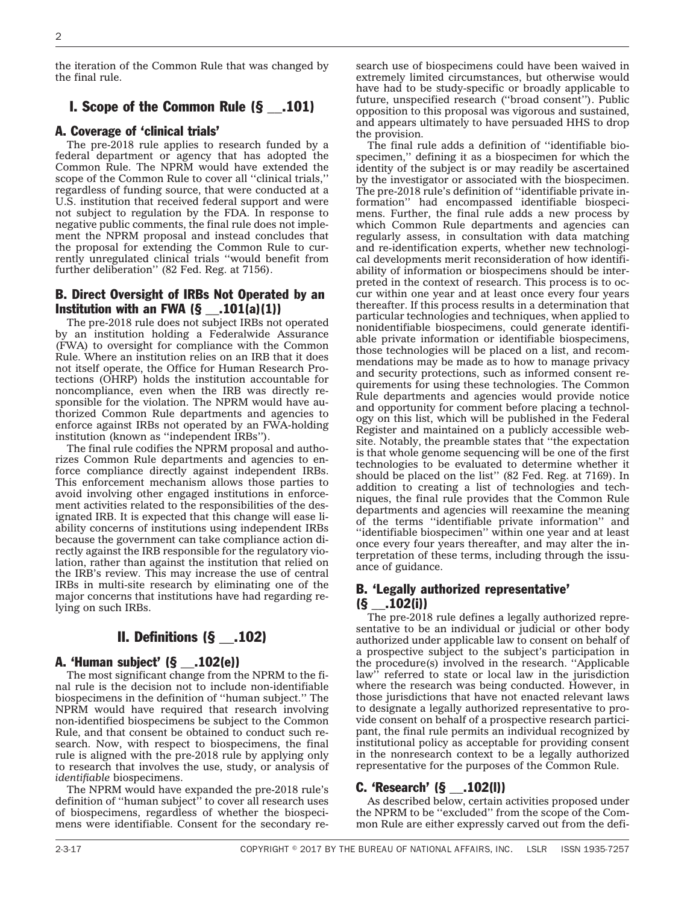the iteration of the Common Rule that was changed by the final rule.

## I. Scope of the Common Rule (§ __.101)

### A. Coverage of 'clinical trials'

The pre-2018 rule applies to research funded by a federal department or agency that has adopted the Common Rule. The NPRM would have extended the scope of the Common Rule to cover all ''clinical trials,'' regardless of funding source, that were conducted at a U.S. institution that received federal support and were not subject to regulation by the FDA. In response to negative public comments, the final rule does not implement the NPRM proposal and instead concludes that the proposal for extending the Common Rule to currently unregulated clinical trials ''would benefit from further deliberation'' (82 Fed. Reg. at 7156).

### B. Direct Oversight of IRBs Not Operated by an Institution with an FWA (§ __.101(a)(1))

The pre-2018 rule does not subject IRBs not operated by an institution holding a Federalwide Assurance (FWA) to oversight for compliance with the Common Rule. Where an institution relies on an IRB that it does not itself operate, the Office for Human Research Protections (OHRP) holds the institution accountable for noncompliance, even when the IRB was directly responsible for the violation. The NPRM would have authorized Common Rule departments and agencies to enforce against IRBs not operated by an FWA-holding institution (known as ''independent IRBs'').

The final rule codifies the NPRM proposal and authorizes Common Rule departments and agencies to enforce compliance directly against independent IRBs. This enforcement mechanism allows those parties to avoid involving other engaged institutions in enforcement activities related to the responsibilities of the designated IRB. It is expected that this change will ease liability concerns of institutions using independent IRBs because the government can take compliance action directly against the IRB responsible for the regulatory violation, rather than against the institution that relied on the IRB's review. This may increase the use of central IRBs in multi-site research by eliminating one of the major concerns that institutions have had regarding relying on such IRBs.

## II. Definitions (§ __.102)

### A. 'Human subject' (§ __.102(e))

The most significant change from the NPRM to the final rule is the decision not to include non-identifiable biospecimens in the definition of ''human subject.'' The NPRM would have required that research involving non-identified biospecimens be subject to the Common Rule, and that consent be obtained to conduct such research. Now, with respect to biospecimens, the final rule is aligned with the pre-2018 rule by applying only to research that involves the use, study, or analysis of *identifiable* biospecimens.

The NPRM would have expanded the pre-2018 rule's definition of ''human subject'' to cover all research uses of biospecimens, regardless of whether the biospecimens were identifiable. Consent for the secondary research use of biospecimens could have been waived in extremely limited circumstances, but otherwise would have had to be study-specific or broadly applicable to future, unspecified research (''broad consent''). Public opposition to this proposal was vigorous and sustained, and appears ultimately to have persuaded HHS to drop the provision.

The final rule adds a definition of ''identifiable biospecimen,'' defining it as a biospecimen for which the identity of the subject is or may readily be ascertained by the investigator or associated with the biospecimen. The pre-2018 rule's definition of ''identifiable private information'' had encompassed identifiable biospecimens. Further, the final rule adds a new process by which Common Rule departments and agencies can regularly assess, in consultation with data matching and re-identification experts, whether new technological developments merit reconsideration of how identifiability of information or biospecimens should be interpreted in the context of research. This process is to occur within one year and at least once every four years thereafter. If this process results in a determination that particular technologies and techniques, when applied to nonidentifiable biospecimens, could generate identifiable private information or identifiable biospecimens, those technologies will be placed on a list, and recommendations may be made as to how to manage privacy and security protections, such as informed consent requirements for using these technologies. The Common Rule departments and agencies would provide notice and opportunity for comment before placing a technology on this list, which will be published in the Federal Register and maintained on a publicly accessible website. Notably, the preamble states that ''the expectation is that whole genome sequencing will be one of the first technologies to be evaluated to determine whether it should be placed on the list'' (82 Fed. Reg. at 7169). In addition to creating a list of technologies and techniques, the final rule provides that the Common Rule departments and agencies will reexamine the meaning of the terms ''identifiable private information'' and ''identifiable biospecimen'' within one year and at least once every four years thereafter, and may alter the interpretation of these terms, including through the issuance of guidance.

### B. 'Legally authorized representative' (§ __.102(i))

The pre-2018 rule defines a legally authorized representative to be an individual or judicial or other body authorized under applicable law to consent on behalf of a prospective subject to the subject's participation in the procedure(s) involved in the research. ''Applicable law'' referred to state or local law in the jurisdiction where the research was being conducted. However, in those jurisdictions that have not enacted relevant laws to designate a legally authorized representative to provide consent on behalf of a prospective research participant, the final rule permits an individual recognized by institutional policy as acceptable for providing consent in the nonresearch context to be a legally authorized representative for the purposes of the Common Rule.

### C. 'Research' (§ __.102(l))

As described below, certain activities proposed under the NPRM to be ''excluded'' from the scope of the Common Rule are either expressly carved out from the defi-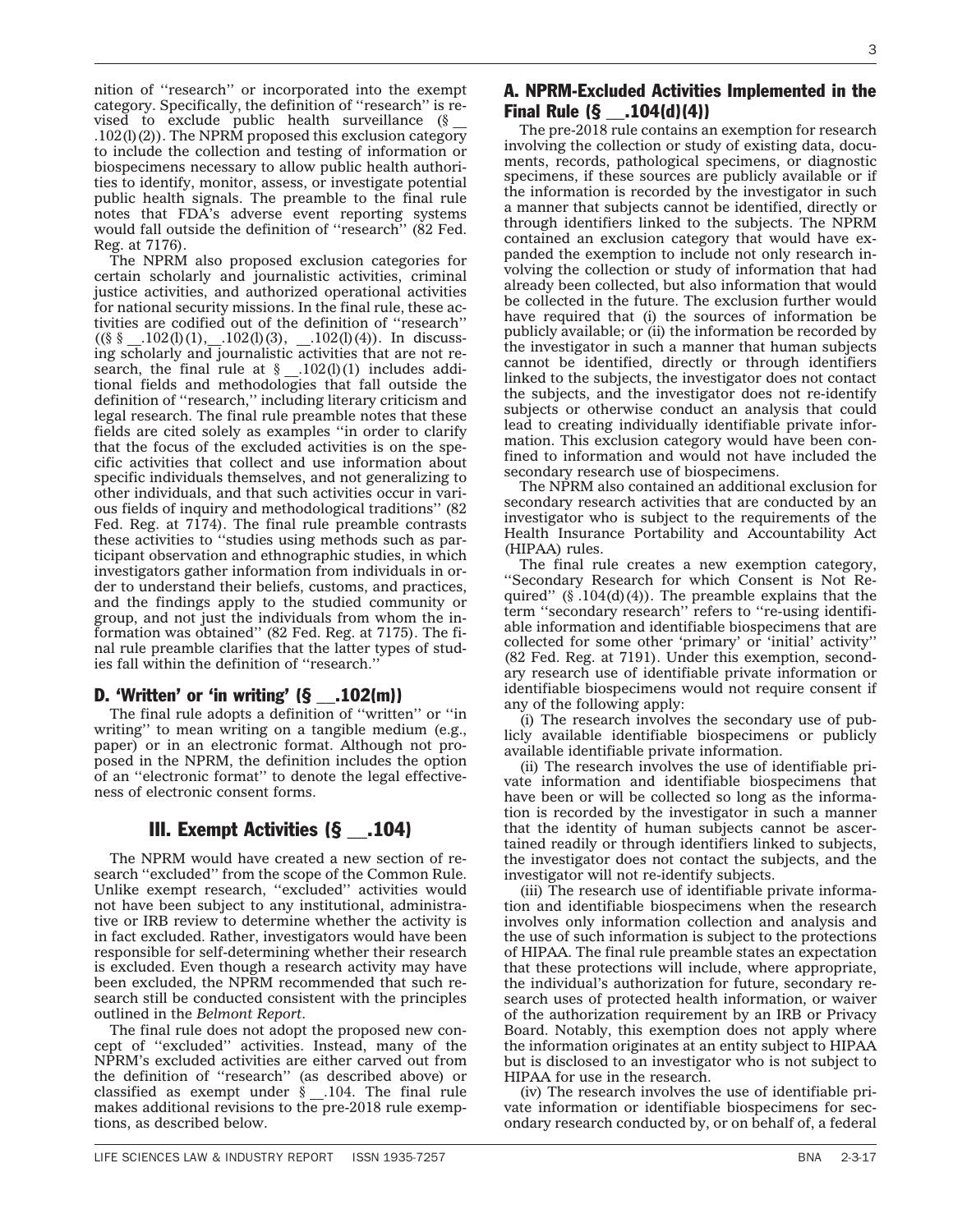nition of ''research'' or incorporated into the exempt category. Specifically, the definition of ''research'' is revised to exclude public health surveillance (§ __ .102(l)(2)). The NPRM proposed this exclusion category to include the collection and testing of information or biospecimens necessary to allow public health authorities to identify, monitor, assess, or investigate potential public health signals. The preamble to the final rule notes that FDA's adverse event reporting systems would fall outside the definition of ''research'' (82 Fed. Reg. at 7176).

The NPRM also proposed exclusion categories for certain scholarly and journalistic activities, criminal justice activities, and authorized operational activities for national security missions. In the final rule, these activities are codified out of the definition of ''research'' ((§ § __.102(l)(1), __.102(l)(3), __.102(l)(4)). In discussing scholarly and journalistic activities that are not research, the final rule at § __.102(l)(1) includes additional fields and methodologies that fall outside the definition of ''research,'' including literary criticism and legal research. The final rule preamble notes that these fields are cited solely as examples ''in order to clarify that the focus of the excluded activities is on the specific activities that collect and use information about specific individuals themselves, and not generalizing to other individuals, and that such activities occur in various fields of inquiry and methodological traditions'' (82 Fed. Reg. at 7174). The final rule preamble contrasts these activities to ''studies using methods such as participant observation and ethnographic studies, in which investigators gather information from individuals in order to understand their beliefs, customs, and practices, and the findings apply to the studied community or group, and not just the individuals from whom the information was obtained'' (82 Fed. Reg. at 7175). The final rule preamble clarifies that the latter types of studies fall within the definition of ''research.''

### D. 'Written' or 'in writing' (§ __.102(m))

The final rule adopts a definition of ''written'' or ''in writing'' to mean writing on a tangible medium (e.g., paper) or in an electronic format. Although not proposed in the NPRM, the definition includes the option of an ''electronic format'' to denote the legal effectiveness of electronic consent forms.

## III. Exempt Activities (§ __.104)

The NPRM would have created a new section of research ''excluded'' from the scope of the Common Rule. Unlike exempt research, ''excluded'' activities would not have been subject to any institutional, administrative or IRB review to determine whether the activity is in fact excluded. Rather, investigators would have been responsible for self-determining whether their research is excluded. Even though a research activity may have been excluded, the NPRM recommended that such research still be conducted consistent with the principles outlined in the *Belmont Report*.

The final rule does not adopt the proposed new concept of ''excluded'' activities. Instead, many of the NPRM's excluded activities are either carved out from the definition of ''research'' (as described above) or classified as exempt under § __.104. The final rule makes additional revisions to the pre-2018 rule exemptions, as described below.

### A. NPRM-Excluded Activities Implemented in the Final Rule (§ __.104(d)(4))

The pre-2018 rule contains an exemption for research involving the collection or study of existing data, documents, records, pathological specimens, or diagnostic specimens, if these sources are publicly available or if the information is recorded by the investigator in such a manner that subjects cannot be identified, directly or through identifiers linked to the subjects. The NPRM contained an exclusion category that would have expanded the exemption to include not only research involving the collection or study of information that had already been collected, but also information that would be collected in the future. The exclusion further would have required that (i) the sources of information be publicly available; or (ii) the information be recorded by the investigator in such a manner that human subjects cannot be identified, directly or through identifiers linked to the subjects, the investigator does not contact the subjects, and the investigator does not re-identify subjects or otherwise conduct an analysis that could lead to creating individually identifiable private information. This exclusion category would have been confined to information and would not have included the secondary research use of biospecimens.

The NPRM also contained an additional exclusion for secondary research activities that are conducted by an investigator who is subject to the requirements of the Health Insurance Portability and Accountability Act (HIPAA) rules.

The final rule creates a new exemption category, ''Secondary Research for which Consent is Not Required'' (§ .104(d)(4)). The preamble explains that the term ''secondary research'' refers to ''re-using identifiable information and identifiable biospecimens that are collected for some other 'primary' or 'initial' activity'' (82 Fed. Reg. at 7191). Under this exemption, secondary research use of identifiable private information or identifiable biospecimens would not require consent if any of the following apply:

(i) The research involves the secondary use of publicly available identifiable biospecimens or publicly available identifiable private information.

(ii) The research involves the use of identifiable private information and identifiable biospecimens that have been or will be collected so long as the information is recorded by the investigator in such a manner that the identity of human subjects cannot be ascertained readily or through identifiers linked to subjects, the investigator does not contact the subjects, and the investigator will not re-identify subjects.

(iii) The research use of identifiable private information and identifiable biospecimens when the research involves only information collection and analysis and the use of such information is subject to the protections of HIPAA. The final rule preamble states an expectation that these protections will include, where appropriate, the individual's authorization for future, secondary research uses of protected health information, or waiver of the authorization requirement by an IRB or Privacy Board. Notably, this exemption does not apply where the information originates at an entity subject to HIPAA but is disclosed to an investigator who is not subject to HIPAA for use in the research.

(iv) The research involves the use of identifiable private information or identifiable biospecimens for secondary research conducted by, or on behalf of, a federal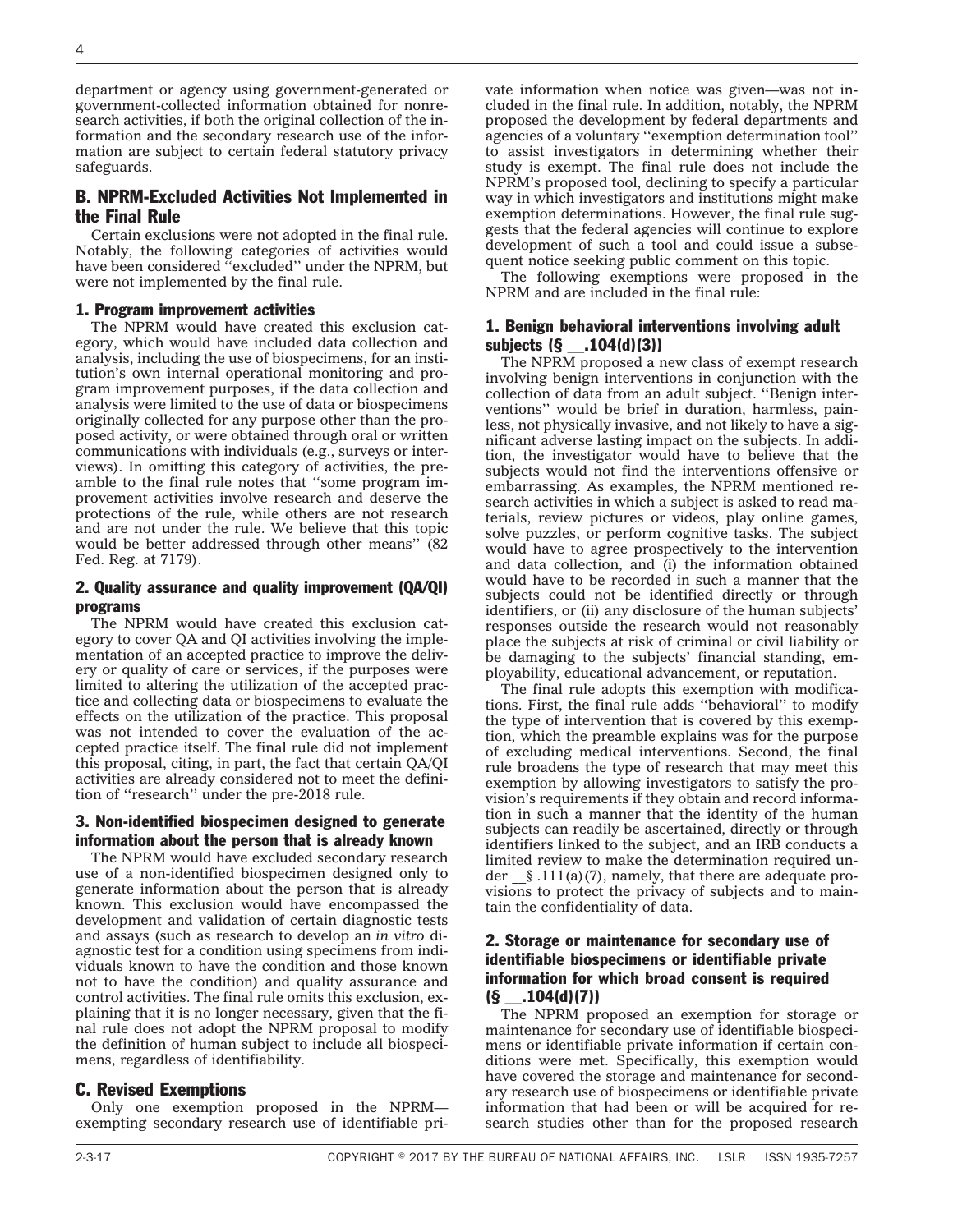department or agency using government-generated or government-collected information obtained for nonresearch activities, if both the original collection of the information and the secondary research use of the information are subject to certain federal statutory privacy safeguards.

## B. NPRM-Excluded Activities Not Implemented in the Final Rule

Certain exclusions were not adopted in the final rule. Notably, the following categories of activities would have been considered ''excluded'' under the NPRM, but were not implemented by the final rule.

### 1. Program improvement activities

The NPRM would have created this exclusion category, which would have included data collection and analysis, including the use of biospecimens, for an institution's own internal operational monitoring and program improvement purposes, if the data collection and analysis were limited to the use of data or biospecimens originally collected for any purpose other than the proposed activity, or were obtained through oral or written communications with individuals (e.g., surveys or interviews). In omitting this category of activities, the preamble to the final rule notes that ''some program improvement activities involve research and deserve the protections of the rule, while others are not research and are not under the rule. We believe that this topic would be better addressed through other means'' (82 Fed. Reg. at 7179).

### 2. Quality assurance and quality improvement (QA/QI) programs

The NPRM would have created this exclusion category to cover QA and QI activities involving the implementation of an accepted practice to improve the delivery or quality of care or services, if the purposes were limited to altering the utilization of the accepted practice and collecting data or biospecimens to evaluate the effects on the utilization of the practice. This proposal was not intended to cover the evaluation of the accepted practice itself. The final rule did not implement this proposal, citing, in part, the fact that certain QA/QI activities are already considered not to meet the definition of ''research'' under the pre-2018 rule.

### 3. Non-identified biospecimen designed to generate information about the person that is already known

The NPRM would have excluded secondary research use of a non-identified biospecimen designed only to generate information about the person that is already known. This exclusion would have encompassed the development and validation of certain diagnostic tests and assays (such as research to develop an *in vitro* diagnostic test for a condition using specimens from individuals known to have the condition and those known not to have the condition) and quality assurance and control activities. The final rule omits this exclusion, explaining that it is no longer necessary, given that the final rule does not adopt the NPRM proposal to modify the definition of human subject to include all biospecimens, regardless of identifiability.

## C. Revised Exemptions

Only one exemption proposed in the NPRM—exempting secondary research use of identifiable private information when notice was given—was not included in the final rule. In addition, notably, the NPRM proposed the development by federal departments and agencies of a voluntary ''exemption determination tool'' to assist investigators in determining whether their study is exempt. The final rule does not include the NPRM's proposed tool, declining to specify a particular way in which investigators and institutions might make exemption determinations. However, the final rule suggests that the federal agencies will continue to explore development of such a tool and could issue a subsequent notice seeking public comment on this topic.

The following exemptions were proposed in the NPRM and are included in the final rule:

### 1. Benign behavioral interventions involving adult subjects (§ __.104(d)(3))

The NPRM proposed a new class of exempt research involving benign interventions in conjunction with the collection of data from an adult subject. ''Benign interventions'' would be brief in duration, harmless, painless, not physically invasive, and not likely to have a significant adverse lasting impact on the subjects. In addition, the investigator would have to believe that the subjects would not find the interventions offensive or embarrassing. As examples, the NPRM mentioned research activities in which a subject is asked to read materials, review pictures or videos, play online games, solve puzzles, or perform cognitive tasks. The subject would have to agree prospectively to the intervention and data collection, and (i) the information obtained would have to be recorded in such a manner that the subjects could not be identified directly or through identifiers, or (ii) any disclosure of the human subjects' responses outside the research would not reasonably place the subjects at risk of criminal or civil liability or be damaging to the subjects' financial standing, employability, educational advancement, or reputation.

The final rule adopts this exemption with modifications. First, the final rule adds ''behavioral'' to modify the type of intervention that is covered by this exemption, which the preamble explains was for the purpose of excluding medical interventions. Second, the final rule broadens the type of research that may meet this exemption by allowing investigators to satisfy the provision's requirements if they obtain and record information in such a manner that the identity of the human subjects can readily be ascertained, directly or through identifiers linked to the subject, and an IRB conducts a limited review to make the determination required under __§ .111(a)(7), namely, that there are adequate provisions to protect the privacy of subjects and to maintain the confidentiality of data.

### 2. Storage or maintenance for secondary use of identifiable biospecimens or identifiable private information for which broad consent is required (§ __.104(d)(7))

The NPRM proposed an exemption for storage or maintenance for secondary use of identifiable biospecimens or identifiable private information if certain conditions were met. Specifically, this exemption would have covered the storage and maintenance for secondary research use of biospecimens or identifiable private information that had been or will be acquired for research studies other than for the proposed research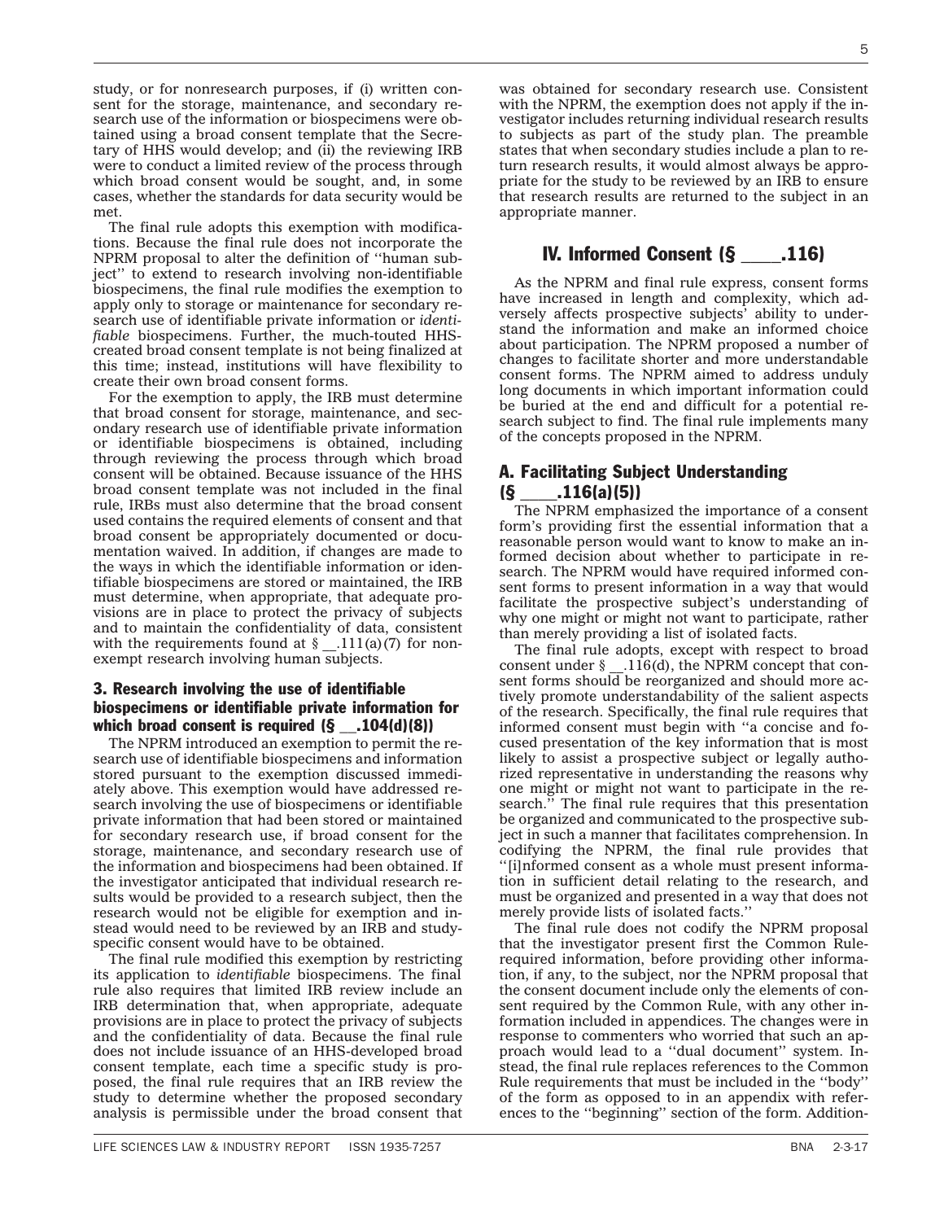study, or for nonresearch purposes, if (i) written consent for the storage, maintenance, and secondary research use of the information or biospecimens were obtained using a broad consent template that the Secretary of HHS would develop; and (ii) the reviewing IRB were to conduct a limited review of the process through which broad consent would be sought, and, in some cases, whether the standards for data security would be met.

The final rule adopts this exemption with modifications. Because the final rule does not incorporate the NPRM proposal to alter the definition of ''human subject'' to extend to research involving non-identifiable biospecimens, the final rule modifies the exemption to apply only to storage or maintenance for secondary research use of identifiable private information or *identifiable* biospecimens. Further, the much-touted HHS-created broad consent template is not being finalized at this time; instead, institutions will have flexibility to create their own broad consent forms.

For the exemption to apply, the IRB must determine that broad consent for storage, maintenance, and secondary research use of identifiable private information or identifiable biospecimens is obtained, including through reviewing the process through which broad consent will be obtained. Because issuance of the HHS broad consent template was not included in the final rule, IRBs must also determine that the broad consent used contains the required elements of consent and that broad consent be appropriately documented or documentation waived. In addition, if changes are made to the ways in which the identifiable information or identifiable biospecimens are stored or maintained, the IRB must determine, when appropriate, that adequate provisions are in place to protect the privacy of subjects and to maintain the confidentiality of data, consistent with the requirements found at § __.111(a)(7) for non-exempt research involving human subjects.

### 3. Research involving the use of identifiable biospecimens or identifiable private information for which broad consent is required (§ __.104(d)(8))

The NPRM introduced an exemption to permit the research use of identifiable biospecimens and information stored pursuant to the exemption discussed immediately above. This exemption would have addressed research involving the use of biospecimens or identifiable private information that had been stored or maintained for secondary research use, if broad consent for the storage, maintenance, and secondary research use of the information and biospecimens had been obtained. If the investigator anticipated that individual research results would be provided to a research subject, then the research would not be eligible for exemption and instead would need to be reviewed by an IRB and study-specific consent would have to be obtained.

The final rule modified this exemption by restricting its application to *identifiable* biospecimens. The final rule also requires that limited IRB review include an IRB determination that, when appropriate, adequate provisions are in place to protect the privacy of subjects and the confidentiality of data. Because the final rule does not include issuance of an HHS-developed broad consent template, each time a specific study is proposed, the final rule requires that an IRB review the study to determine whether the proposed secondary analysis is permissible under the broad consent that was obtained for secondary research use. Consistent with the NPRM, the exemption does not apply if the investigator includes returning individual research results to subjects as part of the study plan. The preamble states that when secondary studies include a plan to return research results, it would almost always be appropriate for the study to be reviewed by an IRB to ensure that research results are returned to the subject in an appropriate manner.

## IV. Informed Consent (§ ____.116)

As the NPRM and final rule express, consent forms have increased in length and complexity, which adversely affects prospective subjects' ability to understand the information and make an informed choice about participation. The NPRM proposed a number of changes to facilitate shorter and more understandable consent forms. The NPRM aimed to address unduly long documents in which important information could be buried at the end and difficult for a potential research subject to find. The final rule implements many of the concepts proposed in the NPRM.

### A. Facilitating Subject Understanding (§ ____.116(a)(5))

The NPRM emphasized the importance of a consent form's providing first the essential information that a reasonable person would want to know to make an informed decision about whether to participate in research. The NPRM would have required informed consent forms to present information in a way that would facilitate the prospective subject's understanding of why one might or might not want to participate, rather than merely providing a list of isolated facts.

The final rule adopts, except with respect to broad consent under § __.116(d), the NPRM concept that consent forms should be reorganized and should more actively promote understandability of the salient aspects of the research. Specifically, the final rule requires that informed consent must begin with ''a concise and focused presentation of the key information that is most likely to assist a prospective subject or legally authorized representative in understanding the reasons why one might or might not want to participate in the research.'' The final rule requires that this presentation be organized and communicated to the prospective subject in such a manner that facilitates comprehension. In codifying the NPRM, the final rule provides that ''[i]nformed consent as a whole must present information in sufficient detail relating to the research, and must be organized and presented in a way that does not merely provide lists of isolated facts.''

The final rule does not codify the NPRM proposal that the investigator present first the Common Rule-required information, before providing other information, if any, to the subject, nor the NPRM proposal that the consent document include only the elements of consent required by the Common Rule, with any other information included in appendices. The changes were in response to commenters who worried that such an approach would lead to a ''dual document'' system. Instead, the final rule replaces references to the Common Rule requirements that must be included in the ''body'' of the form as opposed to in an appendix with references to the ''beginning'' section of the form. Addition-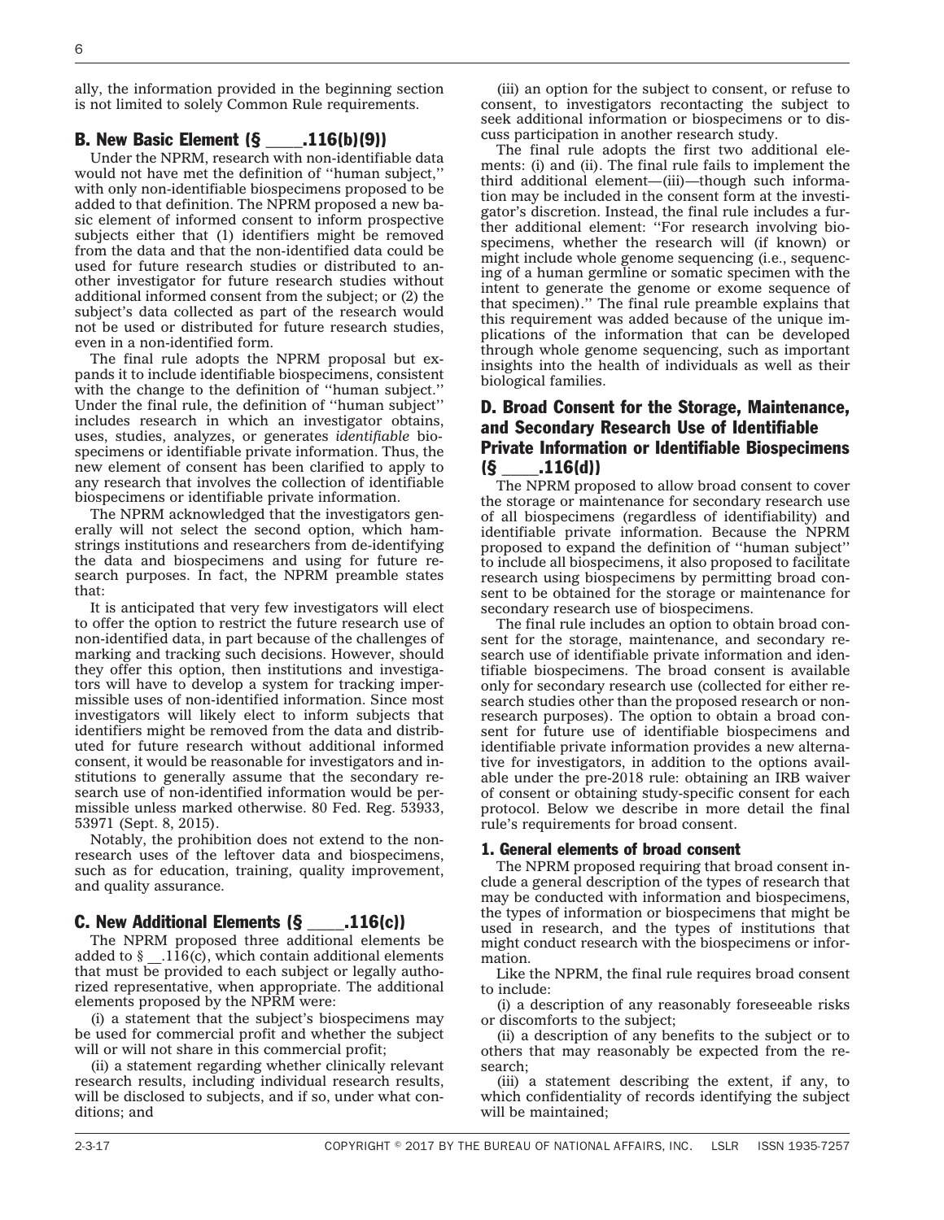ally, the information provided in the beginning section is not limited to solely Common Rule requirements.

### B. New Basic Element (§ ____.116(b)(9))

Under the NPRM, research with non-identifiable data would not have met the definition of ''human subject,'' with only non-identifiable biospecimens proposed to be added to that definition. The NPRM proposed a new basic element of informed consent to inform prospective subjects either that (1) identifiers might be removed from the data and that the non-identified data could be used for future research studies or distributed to another investigator for future research studies without additional informed consent from the subject; or (2) the subject's data collected as part of the research would not be used or distributed for future research studies, even in a non-identified form.

The final rule adopts the NPRM proposal but expands it to include identifiable biospecimens, consistent with the change to the definition of ''human subject.'' Under the final rule, the definition of ''human subject'' includes research in which an investigator obtains, uses, studies, analyzes, or generates *identifiable* biospecimens or identifiable private information. Thus, the new element of consent has been clarified to apply to any research that involves the collection of identifiable biospecimens or identifiable private information.

The NPRM acknowledged that the investigators generally will not select the second option, which hamstrings institutions and researchers from de-identifying the data and biospecimens and using for future research purposes. In fact, the NPRM preamble states that:

It is anticipated that very few investigators will elect to offer the option to restrict the future research use of non-identified data, in part because of the challenges of marking and tracking such decisions. However, should they offer this option, then institutions and investigators will have to develop a system for tracking impermissible uses of non-identified information. Since most investigators will likely elect to inform subjects that identifiers might be removed from the data and distributed for future research without additional informed consent, it would be reasonable for investigators and institutions to generally assume that the secondary research use of non-identified information would be permissible unless marked otherwise. 80 Fed. Reg. 53933, 53971 (Sept. 8, 2015).

Notably, the prohibition does not extend to the non-research uses of the leftover data and biospecimens, such as for education, training, quality improvement, and quality assurance.

### C. New Additional Elements (§ ____.116(c))

The NPRM proposed three additional elements be added to § __.116(c), which contain additional elements that must be provided to each subject or legally authorized representative, when appropriate. The additional elements proposed by the NPRM were:

(i) a statement that the subject's biospecimens may be used for commercial profit and whether the subject will or will not share in this commercial profit;

(ii) a statement regarding whether clinically relevant research results, including individual research results, will be disclosed to subjects, and if so, under what conditions; and

(iii) an option for the subject to consent, or refuse to consent, to investigators recontacting the subject to seek additional information or biospecimens or to discuss participation in another research study.

The final rule adopts the first two additional elements: (i) and (ii). The final rule fails to implement the third additional element—(iii)—though such information may be included in the consent form at the investigator's discretion. Instead, the final rule includes a further additional element: ''For research involving biospecimens, whether the research will (if known) or might include whole genome sequencing (i.e., sequencing of a human germline or somatic specimen with the intent to generate the genome or exome sequence of that specimen).'' The final rule preamble explains that this requirement was added because of the unique implications of the information that can be developed through whole genome sequencing, such as important insights into the health of individuals as well as their biological families.

### D. Broad Consent for the Storage, Maintenance, and Secondary Research Use of Identifiable Private Information or Identifiable Biospecimens (§ ____.116(d))

The NPRM proposed to allow broad consent to cover the storage or maintenance for secondary research use of all biospecimens (regardless of identifiability) and identifiable private information. Because the NPRM proposed to expand the definition of ''human subject'' to include all biospecimens, it also proposed to facilitate research using biospecimens by permitting broad consent to be obtained for the storage or maintenance for secondary research use of biospecimens.

The final rule includes an option to obtain broad consent for the storage, maintenance, and secondary research use of identifiable private information and identifiable biospecimens. The broad consent is available only for secondary research use (collected for either research studies other than the proposed research or non-research purposes). The option to obtain a broad consent for future use of identifiable biospecimens and identifiable private information provides a new alternative for investigators, in addition to the options available under the pre-2018 rule: obtaining an IRB waiver of consent or obtaining study-specific consent for each protocol. Below we describe in more detail the final rule's requirements for broad consent.

#### 1. General elements of broad consent

The NPRM proposed requiring that broad consent include a general description of the types of research that may be conducted with information and biospecimens, the types of information or biospecimens that might be used in research, and the types of institutions that might conduct research with the biospecimens or information.

Like the NPRM, the final rule requires broad consent to include:

(i) a description of any reasonably foreseeable risks or discomforts to the subject;

(ii) a description of any benefits to the subject or to others that may reasonably be expected from the research;

(iii) a statement describing the extent, if any, to which confidentiality of records identifying the subject will be maintained;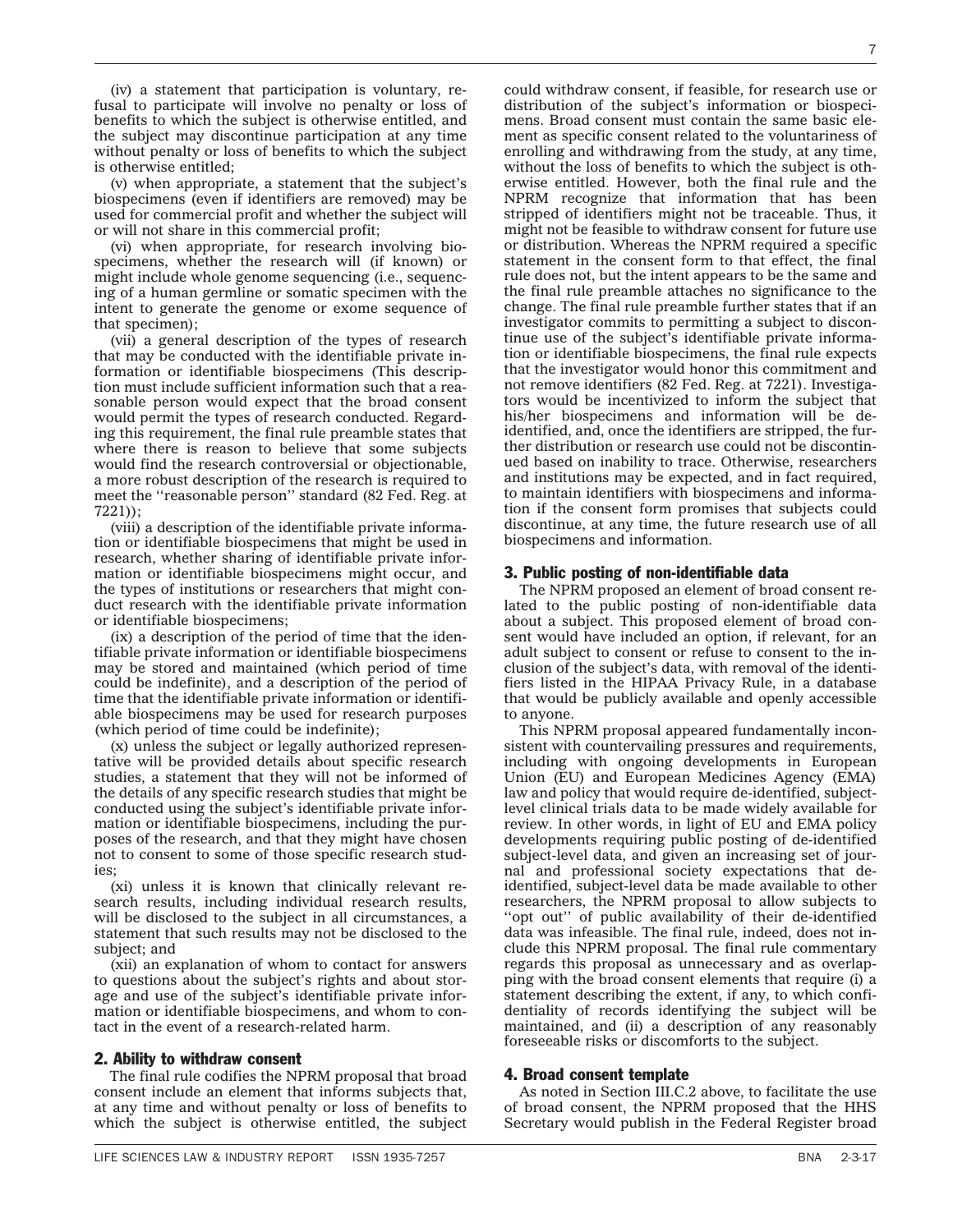(iv) a statement that participation is voluntary, refusal to participate will involve no penalty or loss of benefits to which the subject is otherwise entitled, and the subject may discontinue participation at any time without penalty or loss of benefits to which the subject is otherwise entitled;

(v) when appropriate, a statement that the subject's biospecimens (even if identifiers are removed) may be used for commercial profit and whether the subject will or will not share in this commercial profit;

(vi) when appropriate, for research involving biospecimens, whether the research will (if known) or might include whole genome sequencing (i.e., sequencing of a human germline or somatic specimen with the intent to generate the genome or exome sequence of that specimen);

(vii) a general description of the types of research that may be conducted with the identifiable private information or identifiable biospecimens (This description must include sufficient information such that a reasonable person would expect that the broad consent would permit the types of research conducted. Regarding this requirement, the final rule preamble states that where there is reason to believe that some subjects would find the research controversial or objectionable, a more robust description of the research is required to meet the ''reasonable person'' standard (82 Fed. Reg. at 7221));

(viii) a description of the identifiable private information or identifiable biospecimens that might be used in research, whether sharing of identifiable private information or identifiable biospecimens might occur, and the types of institutions or researchers that might conduct research with the identifiable private information or identifiable biospecimens;

(ix) a description of the period of time that the identifiable private information or identifiable biospecimens may be stored and maintained (which period of time could be indefinite), and a description of the period of time that the identifiable private information or identifiable biospecimens may be used for research purposes (which period of time could be indefinite);

(x) unless the subject or legally authorized representative will be provided details about specific research studies, a statement that they will not be informed of the details of any specific research studies that might be conducted using the subject's identifiable private information or identifiable biospecimens, including the purposes of the research, and that they might have chosen not to consent to some of those specific research studies;

(xi) unless it is known that clinically relevant research results, including individual research results, will be disclosed to the subject in all circumstances, a statement that such results may not be disclosed to the subject; and

(xii) an explanation of whom to contact for answers to questions about the subject's rights and about storage and use of the subject's identifiable private information or identifiable biospecimens, and whom to contact in the event of a research-related harm.

### 2. Ability to withdraw consent

The final rule codifies the NPRM proposal that broad consent include an element that informs subjects that, at any time and without penalty or loss of benefits to which the subject is otherwise entitled, the subject could withdraw consent, if feasible, for research use or distribution of the subject's information or biospecimens. Broad consent must contain the same basic element as specific consent related to the voluntariness of enrolling and withdrawing from the study, at any time, without the loss of benefits to which the subject is otherwise entitled. However, both the final rule and the NPRM recognize that information that has been stripped of identifiers might not be traceable. Thus, it might not be feasible to withdraw consent for future use or distribution. Whereas the NPRM required a specific statement in the consent form to that effect, the final rule does not, but the intent appears to be the same and the final rule preamble attaches no significance to the change. The final rule preamble further states that if an investigator commits to permitting a subject to discontinue use of the subject's identifiable private information or identifiable biospecimens, the final rule expects that the investigator would honor this commitment and not remove identifiers (82 Fed. Reg. at 7221). Investigators would be incentivized to inform the subject that his/her biospecimens and information will be de-identified, and, once the identifiers are stripped, the further distribution or research use could not be discontinued based on inability to trace. Otherwise, researchers and institutions may be expected, and in fact required, to maintain identifiers with biospecimens and information if the consent form promises that subjects could discontinue, at any time, the future research use of all biospecimens and information.

### 3. Public posting of non-identifiable data

The NPRM proposed an element of broad consent related to the public posting of non-identifiable data about a subject. This proposed element of broad consent would have included an option, if relevant, for an adult subject to consent or refuse to consent to the inclusion of the subject's data, with removal of the identifiers listed in the HIPAA Privacy Rule, in a database that would be publicly available and openly accessible to anyone.

This NPRM proposal appeared fundamentally inconsistent with countervailing pressures and requirements, including with ongoing developments in European Union (EU) and European Medicines Agency (EMA) law and policy that would require de-identified, subject-level clinical trials data to be made widely available for review. In other words, in light of EU and EMA policy developments requiring public posting of de-identified subject-level data, and given an increasing set of journal and professional society expectations that de-identified, subject-level data be made available to other researchers, the NPRM proposal to allow subjects to ''opt out'' of public availability of their de-identified data was infeasible. The final rule, indeed, does not include this NPRM proposal. The final rule commentary regards this proposal as unnecessary and as overlapping with the broad consent elements that require (i) a statement describing the extent, if any, to which confidentiality of records identifying the subject will be maintained, and (ii) a description of any reasonably foreseeable risks or discomforts to the subject.

### 4. Broad consent template

As noted in Section III.C.2 above, to facilitate the use of broad consent, the NPRM proposed that the HHS Secretary would publish in the Federal Register broad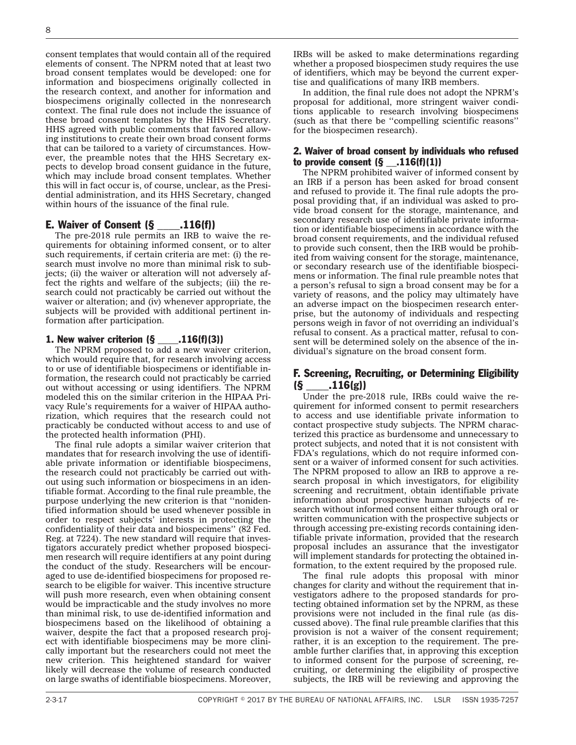consent templates that would contain all of the required elements of consent. The NPRM noted that at least two broad consent templates would be developed: one for information and biospecimens originally collected in the research context, and another for information and biospecimens originally collected in the nonresearch context. The final rule does not include the issuance of these broad consent templates by the HHS Secretary. HHS agreed with public comments that favored allowing institutions to create their own broad consent forms that can be tailored to a variety of circumstances. However, the preamble notes that the HHS Secretary expects to develop broad consent guidance in the future, which may include broad consent templates. Whether this will in fact occur is, of course, unclear, as the Presidential administration, and its HHS Secretary, changed within hours of the issuance of the final rule.

## E. Waiver of Consent (§ ____.116(f))

The pre-2018 rule permits an IRB to waive the requirements for obtaining informed consent, or to alter such requirements, if certain criteria are met: (i) the research must involve no more than minimal risk to subjects; (ii) the waiver or alteration will not adversely affect the rights and welfare of the subjects; (iii) the research could not practicably be carried out without the waiver or alteration; and (iv) whenever appropriate, the subjects will be provided with additional pertinent information after participation.

### 1. New waiver criterion (§ ____.116(f)(3))

The NPRM proposed to add a new waiver criterion, which would require that, for research involving access to or use of identifiable biospecimens or identifiable information, the research could not practicably be carried out without accessing or using identifiers. The NPRM modeled this on the similar criterion in the HIPAA Privacy Rule's requirements for a waiver of HIPAA authorization, which requires that the research could not practicably be conducted without access to and use of the protected health information (PHI).

The final rule adopts a similar waiver criterion that mandates that for research involving the use of identifiable private information or identifiable biospecimens, the research could not practicably be carried out without using such information or biospecimens in an identifiable format. According to the final rule preamble, the purpose underlying the new criterion is that ''nonidentified information should be used whenever possible in order to respect subjects' interests in protecting the confidentiality of their data and biospecimens'' (82 Fed. Reg. at 7224). The new standard will require that investigators accurately predict whether proposed biospecimen research will require identifiers at any point during the conduct of the study. Researchers will be encouraged to use de-identified biospecimens for proposed research to be eligible for waiver. This incentive structure will push more research, even when obtaining consent would be impracticable and the study involves no more than minimal risk, to use de-identified information and biospecimens based on the likelihood of obtaining a waiver, despite the fact that a proposed research project with identifiable biospecimens may be more clinically important but the researchers could not meet the new criterion. This heightened standard for waiver likely will decrease the volume of research conducted on large swaths of identifiable biospecimens. Moreover, IRBs will be asked to make determinations regarding whether a proposed biospecimen study requires the use of identifiers, which may be beyond the current expertise and qualifications of many IRB members.

In addition, the final rule does not adopt the NPRM's proposal for additional, more stringent waiver conditions applicable to research involving biospecimens (such as that there be ''compelling scientific reasons'' for the biospecimen research).

### 2. Waiver of broad consent by individuals who refused to provide consent (§ __.116(f)(1))

The NPRM prohibited waiver of informed consent by an IRB if a person has been asked for broad consent and refused to provide it. The final rule adopts the proposal providing that, if an individual was asked to provide broad consent for the storage, maintenance, and secondary research use of identifiable private information or identifiable biospecimens in accordance with the broad consent requirements, and the individual refused to provide such consent, then the IRB would be prohibited from waiving consent for the storage, maintenance, or secondary research use of the identifiable biospecimens or information. The final rule preamble notes that a person's refusal to sign a broad consent may be for a variety of reasons, and the policy may ultimately have an adverse impact on the biospecimen research enterprise, but the autonomy of individuals and respecting persons weigh in favor of not overriding an individual's refusal to consent. As a practical matter, refusal to consent will be determined solely on the absence of the individual's signature on the broad consent form.

## F. Screening, Recruiting, or Determining Eligibility (§ ____.116(g))

Under the pre-2018 rule, IRBs could waive the requirement for informed consent to permit researchers to access and use identifiable private information to contact prospective study subjects. The NPRM characterized this practice as burdensome and unnecessary to protect subjects, and noted that it is not consistent with FDA's regulations, which do not require informed consent or a waiver of informed consent for such activities. The NPRM proposed to allow an IRB to approve a research proposal in which investigators, for eligibility screening and recruitment, obtain identifiable private information about prospective human subjects of research without informed consent either through oral or written communication with the prospective subjects or through accessing pre-existing records containing identifiable private information, provided that the research proposal includes an assurance that the investigator will implement standards for protecting the obtained information, to the extent required by the proposed rule.

The final rule adopts this proposal with minor changes for clarity and without the requirement that investigators adhere to the proposed standards for protecting obtained information set by the NPRM, as these provisions were not included in the final rule (as discussed above). The final rule preamble clarifies that this provision is not a waiver of the consent requirement; rather, it is an exception to the requirement. The preamble further clarifies that, in approving this exception to informed consent for the purpose of screening, recruiting, or determining the eligibility of prospective subjects, the IRB will be reviewing and approving the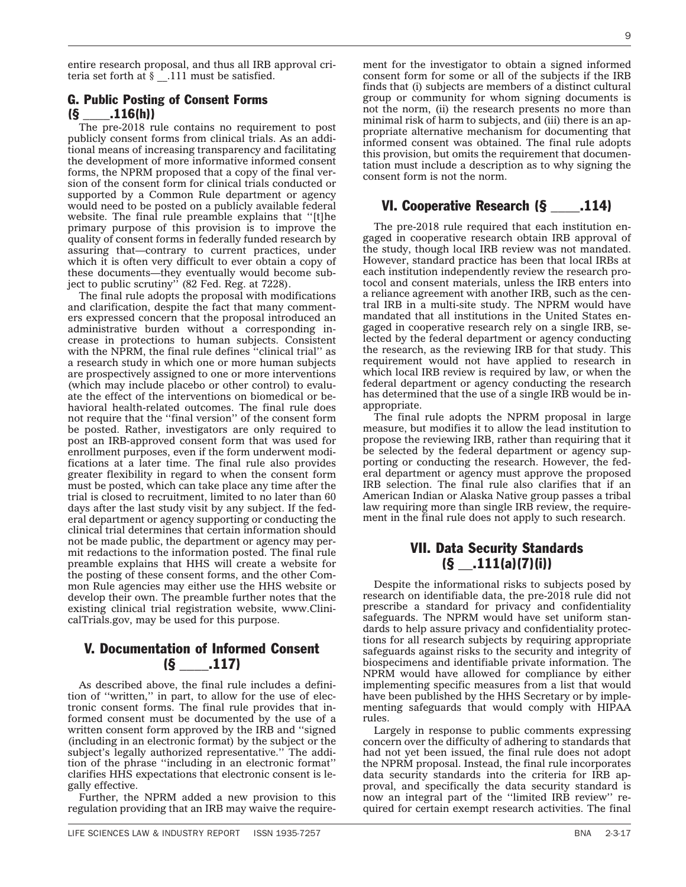entire research proposal, and thus all IRB approval criteria set forth at § __.111 must be satisfied.

### G. Public Posting of Consent Forms (§ ____.116(h))

The pre-2018 rule contains no requirement to post publicly consent forms from clinical trials. As an additional means of increasing transparency and facilitating the development of more informative informed consent forms, the NPRM proposed that a copy of the final version of the consent form for clinical trials conducted or supported by a Common Rule department or agency would need to be posted on a publicly available federal website. The final rule preamble explains that ''[t]he primary purpose of this provision is to improve the quality of consent forms in federally funded research by assuring that—contrary to current practices, under which it is often very difficult to ever obtain a copy of these documents—they eventually would become subject to public scrutiny'' (82 Fed. Reg. at 7228).

The final rule adopts the proposal with modifications and clarification, despite the fact that many commenters expressed concern that the proposal introduced an administrative burden without a corresponding increase in protections to human subjects. Consistent with the NPRM, the final rule defines ''clinical trial'' as a research study in which one or more human subjects are prospectively assigned to one or more interventions (which may include placebo or other control) to evaluate the effect of the interventions on biomedical or behavioral health-related outcomes. The final rule does not require that the ''final version'' of the consent form be posted. Rather, investigators are only required to post an IRB-approved consent form that was used for enrollment purposes, even if the form underwent modifications at a later time. The final rule also provides greater flexibility in regard to when the consent form must be posted, which can take place any time after the trial is closed to recruitment, limited to no later than 60 days after the last study visit by any subject. If the federal department or agency supporting or conducting the clinical trial determines that certain information should not be made public, the department or agency may permit redactions to the information posted. The final rule preamble explains that HHS will create a website for the posting of these consent forms, and the other Common Rule agencies may either use the HHS website or develop their own. The preamble further notes that the existing clinical trial registration website, www.ClinicalTrials.gov, may be used for this purpose.

## V. Documentation of Informed Consent (§ ____.117)

As described above, the final rule includes a definition of ''written,'' in part, to allow for the use of electronic consent forms. The final rule provides that informed consent must be documented by the use of a written consent form approved by the IRB and ''signed (including in an electronic format) by the subject or the subject's legally authorized representative.'' The addition of the phrase ''including in an electronic format'' clarifies HHS expectations that electronic consent is legally effective.

Further, the NPRM added a new provision to this regulation providing that an IRB may waive the requirement for the investigator to obtain a signed informed consent form for some or all of the subjects if the IRB finds that (i) subjects are members of a distinct cultural group or community for whom signing documents is not the norm, (ii) the research presents no more than minimal risk of harm to subjects, and (iii) there is an appropriate alternative mechanism for documenting that informed consent was obtained. The final rule adopts this provision, but omits the requirement that documentation must include a description as to why signing the consent form is not the norm.

## VI. Cooperative Research (§ ____.114)

The pre-2018 rule required that each institution engaged in cooperative research obtain IRB approval of the study, though local IRB review was not mandated. However, standard practice has been that local IRBs at each institution independently review the research protocol and consent materials, unless the IRB enters into a reliance agreement with another IRB, such as the central IRB in a multi-site study. The NPRM would have mandated that all institutions in the United States engaged in cooperative research rely on a single IRB, selected by the federal department or agency conducting the research, as the reviewing IRB for that study. This requirement would not have applied to research in which local IRB review is required by law, or when the federal department or agency conducting the research has determined that the use of a single IRB would be inappropriate.

The final rule adopts the NPRM proposal in large measure, but modifies it to allow the lead institution to propose the reviewing IRB, rather than requiring that it be selected by the federal department or agency supporting or conducting the research. However, the federal department or agency must approve the proposed IRB selection. The final rule also clarifies that if an American Indian or Alaska Native group passes a tribal law requiring more than single IRB review, the requirement in the final rule does not apply to such research.

## VII. Data Security Standards (§ __.111(a)(7)(i))

Despite the informational risks to subjects posed by research on identifiable data, the pre-2018 rule did not prescribe a standard for privacy and confidentiality safeguards. The NPRM would have set uniform standards to help assure privacy and confidentiality protections for all research subjects by requiring appropriate safeguards against risks to the security and integrity of biospecimens and identifiable private information. The NPRM would have allowed for compliance by either implementing specific measures from a list that would have been published by the HHS Secretary or by implementing safeguards that would comply with HIPAA rules.

Largely in response to public comments expressing concern over the difficulty of adhering to standards that had not yet been issued, the final rule does not adopt the NPRM proposal. Instead, the final rule incorporates data security standards into the criteria for IRB approval, and specifically the data security standard is now an integral part of the ''limited IRB review'' required for certain exempt research activities. The final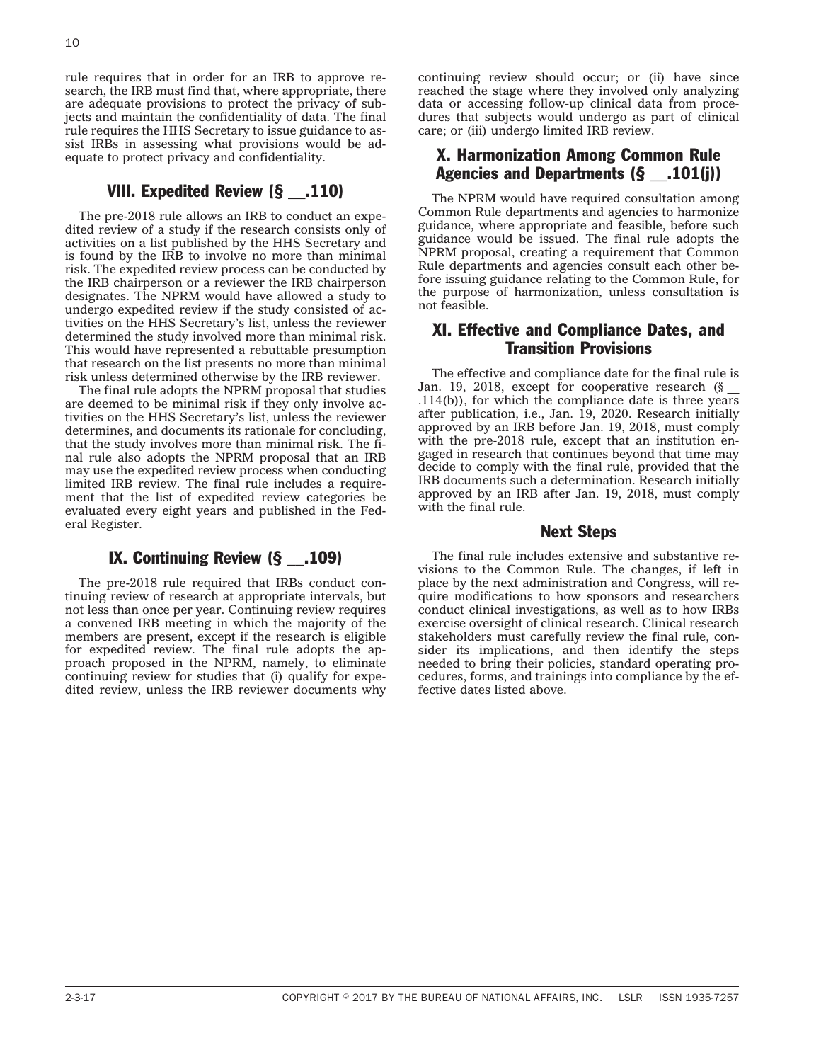rule requires that in order for an IRB to approve research, the IRB must find that, where appropriate, there are adequate provisions to protect the privacy of subjects and maintain the confidentiality of data. The final rule requires the HHS Secretary to issue guidance to assist IRBs in assessing what provisions would be adequate to protect privacy and confidentiality.

## VIII. Expedited Review (§ __.110)

The pre-2018 rule allows an IRB to conduct an expedited review of a study if the research consists only of activities on a list published by the HHS Secretary and is found by the IRB to involve no more than minimal risk. The expedited review process can be conducted by the IRB chairperson or a reviewer the IRB chairperson designates. The NPRM would have allowed a study to undergo expedited review if the study consisted of activities on the HHS Secretary's list, unless the reviewer determined the study involved more than minimal risk. This would have represented a rebuttable presumption that research on the list presents no more than minimal risk unless determined otherwise by the IRB reviewer.

The final rule adopts the NPRM proposal that studies are deemed to be minimal risk if they only involve activities on the HHS Secretary's list, unless the reviewer determines, and documents its rationale for concluding, that the study involves more than minimal risk. The final rule also adopts the NPRM proposal that an IRB may use the expedited review process when conducting limited IRB review. The final rule includes a requirement that the list of expedited review categories be evaluated every eight years and published in the Federal Register.

## IX. Continuing Review (§ __.109)

The pre-2018 rule required that IRBs conduct continuing review of research at appropriate intervals, but not less than once per year. Continuing review requires a convened IRB meeting in which the majority of the members are present, except if the research is eligible for expedited review. The final rule adopts the approach proposed in the NPRM, namely, to eliminate continuing review for studies that (i) qualify for expedited review, unless the IRB reviewer documents why continuing review should occur; or (ii) have since reached the stage where they involved only analyzing data or accessing follow-up clinical data from procedures that subjects would undergo as part of clinical care; or (iii) undergo limited IRB review.

## X. Harmonization Among Common Rule Agencies and Departments (§ __.101(j))

The NPRM would have required consultation among Common Rule departments and agencies to harmonize guidance, where appropriate and feasible, before such guidance would be issued. The final rule adopts the NPRM proposal, creating a requirement that Common Rule departments and agencies consult each other before issuing guidance relating to the Common Rule, for the purpose of harmonization, unless consultation is not feasible.

## XI. Effective and Compliance Dates, and Transition Provisions

The effective and compliance date for the final rule is Jan. 19, 2018, except for cooperative research (§ __ .114(b)), for which the compliance date is three years after publication, i.e., Jan. 19, 2020. Research initially approved by an IRB before Jan. 19, 2018, must comply with the pre-2018 rule, except that an institution engaged in research that continues beyond that time may decide to comply with the final rule, provided that the IRB documents such a determination. Research initially approved by an IRB after Jan. 19, 2018, must comply with the final rule.

## Next Steps

The final rule includes extensive and substantive revisions to the Common Rule. The changes, if left in place by the next administration and Congress, will require modifications to how sponsors and researchers conduct clinical investigations, as well as to how IRBs exercise oversight of clinical research. Clinical research stakeholders must carefully review the final rule, consider its implications, and then identify the steps needed to bring their policies, standard operating procedures, forms, and trainings into compliance by the effective dates listed above.